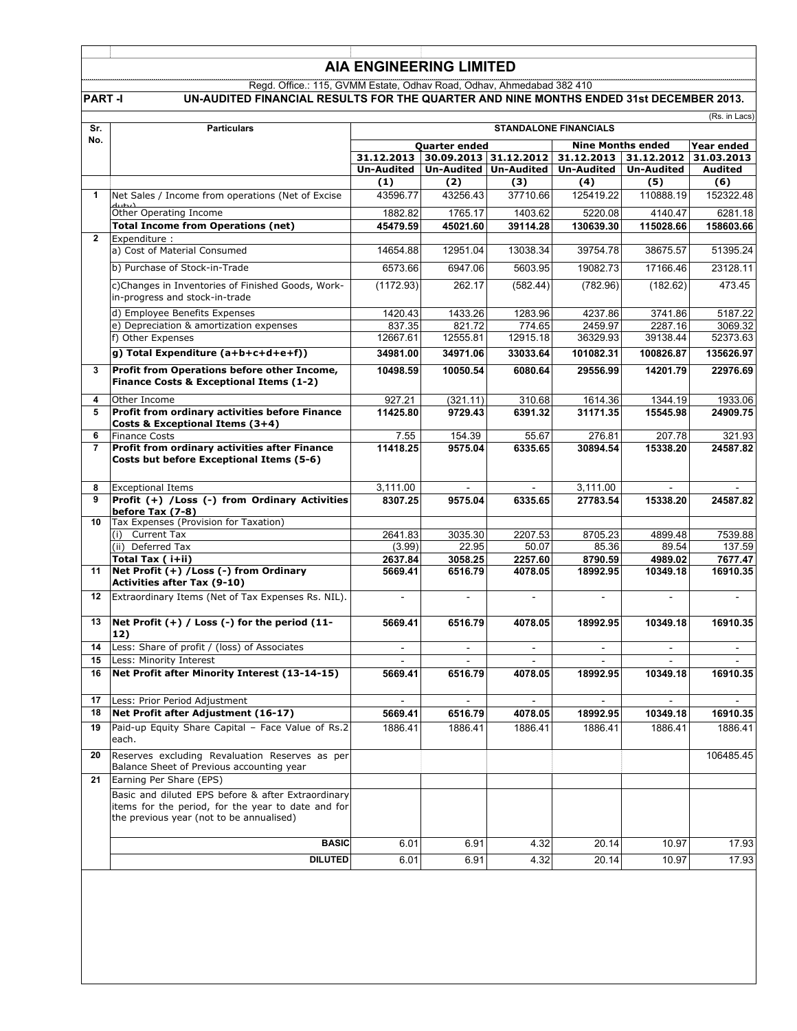# AIA ENGINEERING LIMITED

Regd. Office.: 115, GVMM Estate, Odhav Road, Odhav, Ahmedabad 382 410

**PART -I** **UN-AUDITED FINANCIAL RESULTS FOR THE QUARTER AND NINE MONTHS ENDED 31st DECEMBER 2013.**

(Rs. in Lacs)

| Sr. No. | Particulars | STANDALONE FINANCIALS | | | | | |
|---|---|---|---|---|---|---|---|
| | | Quarter ended | | | Nine Months ended | | Year ended |
| | | 31.12.2013 | 30.09.2013 | 31.12.2012 | 31.12.2013 | 31.12.2012 | 31.03.2013 |
| | | Un-Audited | Un-Audited | Un-Audited | Un-Audited | Un-Audited | Audited |
| | | (1) | (2) | (3) | (4) | (5) | (6) |
| 1 | Net Sales / Income from operations (Net of Excise duty) | 43596.77 | 43256.43 | 37710.66 | 125419.22 | 110888.19 | 152322.48 |
| | Other Operating Income | 1882.82 | 1765.17 | 1403.62 | 5220.08 | 4140.47 | 6281.18 |
| | **Total Income from Operations (net)** | **45479.59** | **45021.60** | **39114.28** | **130639.30** | **115028.66** | **158603.66** |
| 2 | Expenditure : | | | | | | |
| | a) Cost of Material Consumed | 14654.88 | 12951.04 | 13038.34 | 39754.78 | 38675.57 | 51395.24 |
| | b) Purchase of Stock-in-Trade | 6573.66 | 6947.06 | 5603.95 | 19082.73 | 17166.46 | 23128.11 |
| | c)Changes in Inventories of Finished Goods, Work-in-progress and stock-in-trade | (1172.93) | 262.17 | (582.44) | (782.96) | (182.62) | 473.45 |
| | d) Employee Benefits Expenses | 1420.43 | 1433.26 | 1283.96 | 4237.86 | 3741.86 | 5187.22 |
| | e) Depreciation & amortization expenses | 837.35 | 821.72 | 774.65 | 2459.97 | 2287.16 | 3069.32 |
| | f) Other Expenses | 12667.61 | 12555.81 | 12915.18 | 36329.93 | 39138.44 | 52373.63 |
| | **g) Total Expenditure (a+b+c+d+e+f))** | **34981.00** | **34971.06** | **33033.64** | **101082.31** | **100826.87** | **135626.97** |
| 3 | **Profit from Operations before other Income, Finance Costs & Exceptional Items (1-2)** | **10498.59** | **10050.54** | **6080.64** | **29556.99** | **14201.79** | **22976.69** |
| 4 | Other Income | 927.21 | (321.11) | 310.68 | 1614.36 | 1344.19 | 1933.06 |
| 5 | **Profit from ordinary activities before Finance Costs & Exceptional Items (3+4)** | **11425.80** | **9729.43** | **6391.32** | **31171.35** | **15545.98** | **24909.75** |
| 6 | Finance Costs | 7.55 | 154.39 | 55.67 | 276.81 | 207.78 | 321.93 |
| 7 | **Profit from ordinary activities after Finance Costs but before Exceptional Items (5-6)** | **11418.25** | **9575.04** | **6335.65** | **30894.54** | **15338.20** | **24587.82** |
| 8 | Exceptional Items | 3,111.00 | - | - | 3,111.00 | - | - |
| 9 | **Profit (+) /Loss (-) from Ordinary Activities before Tax (7-8)** | **8307.25** | **9575.04** | **6335.65** | **27783.54** | **15338.20** | **24587.82** |
| 10 | Tax Expenses (Provision for Taxation) | | | | | | |
| | (i) Current Tax | 2641.83 | 3035.30 | 2207.53 | 8705.23 | 4899.48 | 7539.88 |
| | (ii) Deferred Tax | (3.99) | 22.95 | 50.07 | 85.36 | 89.54 | 137.59 |
| | **Total Tax ( i+ii)** | **2637.84** | **3058.25** | **2257.60** | **8790.59** | **4989.02** | **7677.47** |
| 11 | **Net Profit (+) /Loss (-) from Ordinary Activities after Tax (9-10)** | **5669.41** | **6516.79** | **4078.05** | **18992.95** | **10349.18** | **16910.35** |
| 12 | Extraordinary Items (Net of Tax Expenses Rs. NIL). | - | - | - | - | - | - |
| 13 | **Net Profit (+) / Loss (-) for the period (11-12)** | **5669.41** | **6516.79** | **4078.05** | **18992.95** | **10349.18** | **16910.35** |
| 14 | Less: Share of profit / (loss) of Associates | - | - | - | - | - | - |
| 15 | Less: Minority Interest | - | - | - | - | - | - |
| 16 | **Net Profit after Minority Interest (13-14-15)** | **5669.41** | **6516.79** | **4078.05** | **18992.95** | **10349.18** | **16910.35** |
| 17 | Less: Prior Period Adjustment | - | - | - | - | - | - |
| 18 | **Net Profit after Adjustment (16-17)** | **5669.41** | **6516.79** | **4078.05** | **18992.95** | **10349.18** | **16910.35** |
| 19 | Paid-up Equity Share Capital – Face Value of Rs.2 each. | 1886.41 | 1886.41 | 1886.41 | 1886.41 | 1886.41 | 1886.41 |
| 20 | Reserves excluding Revaluation Reserves as per Balance Sheet of Previous accounting year | | | | | | 106485.45 |
| 21 | Earning Per Share (EPS) | | | | | | |
| | Basic and diluted EPS before & after Extraordinary items for the period, for the year to date and for the previous year (not to be annualised) | | | | | | |
| | **BASIC** | 6.01 | 6.91 | 4.32 | 20.14 | 10.97 | 17.93 |
| | **DILUTED** | 6.01 | 6.91 | 4.32 | 20.14 | 10.97 | 17.93 |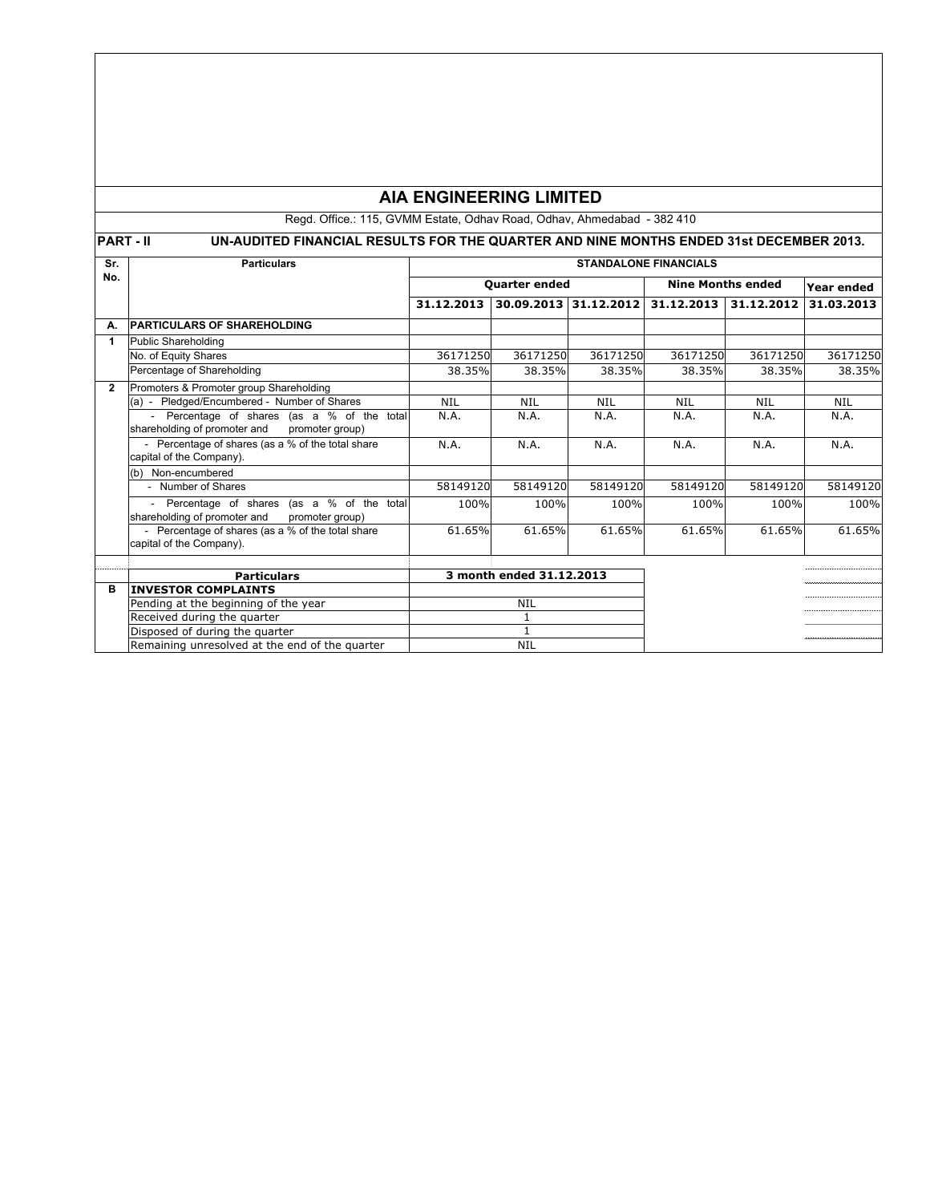# AIA ENGINEERING LIMITED

Regd. Office.: 115, GVMM Estate, Odhav Road, Odhav, Ahmedabad - 382 410

**PART - II UN-AUDITED FINANCIAL RESULTS FOR THE QUARTER AND NINE MONTHS ENDED 31st DECEMBER 2013.**

| Sr. No. | Particulars | STANDALONE FINANCIALS | | | | | |
|---|---|---|---|---|---|---|---|
| | | Quarter ended | | | Nine Months ended | | Year ended |
| | | 31.12.2013 | 30.09.2013 | 31.12.2012 | 31.12.2013 | 31.12.2012 | 31.03.2013 |
| A. | **PARTICULARS OF SHAREHOLDING** | | | | | | |
| 1 | Public Shareholding | | | | | | |
| | No. of Equity Shares | 36171250 | 36171250 | 36171250 | 36171250 | 36171250 | 36171250 |
| | Percentage of Shareholding | 38.35% | 38.35% | 38.35% | 38.35% | 38.35% | 38.35% |
| 2 | Promoters & Promoter group Shareholding | | | | | | |
| | (a) - Pledged/Encumbered - Number of Shares | NIL | NIL | NIL | NIL | NIL | NIL |
| | - Percentage of shares (as a % of the total shareholding of promoter and promoter group) | N.A. | N.A. | N.A. | N.A. | N.A. | N.A. |
| | - Percentage of shares (as a % of the total share capital of the Company). | N.A. | N.A. | N.A. | N.A. | N.A. | N.A. |
| | (b) Non-encumbered | | | | | | |
| | - Number of Shares | 58149120 | 58149120 | 58149120 | 58149120 | 58149120 | 58149120 |
| | - Percentage of shares (as a % of the total shareholding of promoter and promoter group) | 100% | 100% | 100% | 100% | 100% | 100% |
| | - Percentage of shares (as a % of the total share capital of the Company). | 61.65% | 61.65% | 61.65% | 61.65% | 61.65% | 61.65% |

| | Particulars | 3 month ended 31.12.2013 |
|---|---|---|
| B | **INVESTOR COMPLAINTS** | |
| | Pending at the beginning of the year | NIL |
| | Received during the quarter | 1 |
| | Disposed of during the quarter | 1 |
| | Remaining unresolved at the end of the quarter | NIL |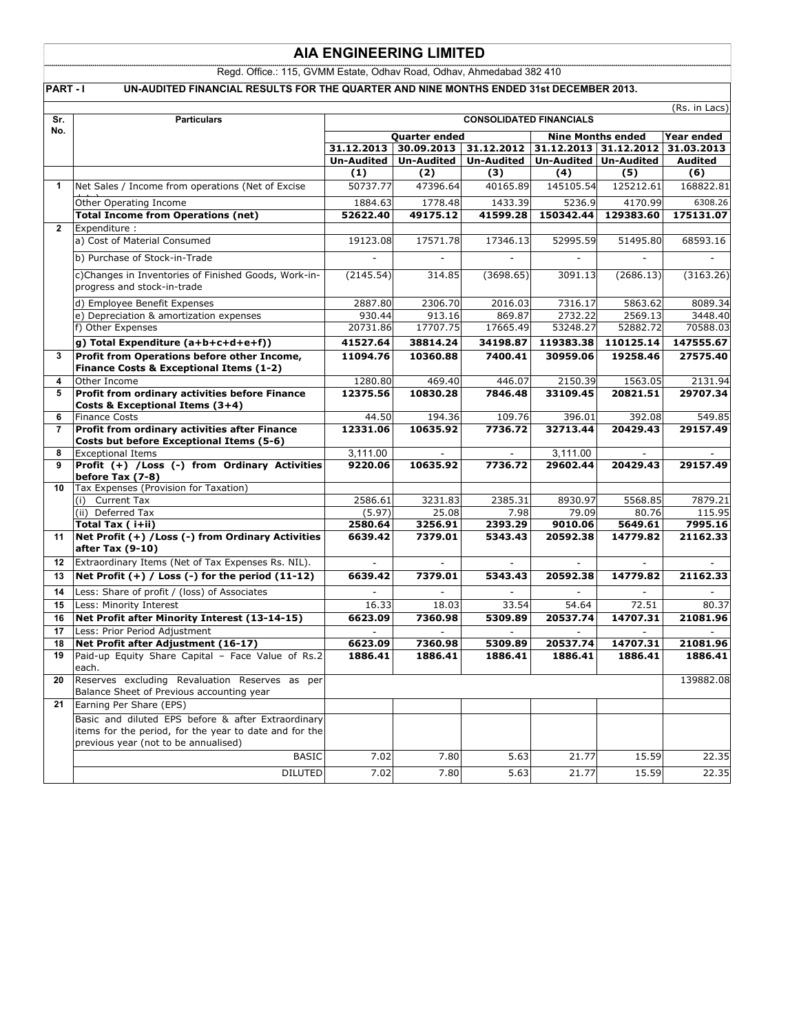# AIA ENGINEERING LIMITED

Regd. Office.: 115, GVMM Estate, Odhav Road, Odhav, Ahmedabad 382 410

**PART - I UN-AUDITED FINANCIAL RESULTS FOR THE QUARTER AND NINE MONTHS ENDED 31st DECEMBER 2013.**

(Rs. in Lacs)

| Sr. No. | Particulars | CONSOLIDATED FINANCIALS | | | | | |
|---|---|---|---|---|---|---|---|
| | | Quarter ended | | | Nine Months ended | | Year ended |
| | | 31.12.2013 | 30.09.2013 | 31.12.2012 | 31.12.2013 | 31.12.2012 | 31.03.2013 |
| | | Un-Audited | Un-Audited | Un-Audited | Un-Audited | Un-Audited | Audited |
| | | (1) | (2) | (3) | (4) | (5) | (6) |
| 1 | Net Sales / Income from operations (Net of Excise duty) | 50737.77 | 47396.64 | 40165.89 | 145105.54 | 125212.61 | 168822.81 |
| | Other Operating Income | 1884.63 | 1778.48 | 1433.39 | 5236.9 | 4170.99 | 6308.26 |
| | **Total Income from Operations (net)** | **52622.40** | **49175.12** | **41599.28** | **150342.44** | **129383.60** | **175131.07** |
| 2 | Expenditure : | | | | | | |
| | a) Cost of Material Consumed | 19123.08 | 17571.78 | 17346.13 | 52995.59 | 51495.80 | 68593.16 |
| | b) Purchase of Stock-in-Trade | - | - | - | - | - | - |
| | c)Changes in Inventories of Finished Goods, Work-in-progress and stock-in-trade | (2145.54) | 314.85 | (3698.65) | 3091.13 | (2686.13) | (3163.26) |
| | d) Employee Benefit Expenses | 2887.80 | 2306.70 | 2016.03 | 7316.17 | 5863.62 | 8089.34 |
| | e) Depreciation & amortization expenses | 930.44 | 913.16 | 869.87 | 2732.22 | 2569.13 | 3448.40 |
| | f) Other Expenses | 20731.86 | 17707.75 | 17665.49 | 53248.27 | 52882.72 | 70588.03 |
| | **g) Total Expenditure (a+b+c+d+e+f))** | **41527.64** | **38814.24** | **34198.87** | **119383.38** | **110125.14** | **147555.67** |
| 3 | **Profit from Operations before other Income, Finance Costs & Exceptional Items (1-2)** | **11094.76** | **10360.88** | **7400.41** | **30959.06** | **19258.46** | **27575.40** |
| 4 | Other Income | 1280.80 | 469.40 | 446.07 | 2150.39 | 1563.05 | 2131.94 |
| 5 | **Profit from ordinary activities before Finance Costs & Exceptional Items (3+4)** | **12375.56** | **10830.28** | **7846.48** | **33109.45** | **20821.51** | **29707.34** |
| 6 | Finance Costs | 44.50 | 194.36 | 109.76 | 396.01 | 392.08 | 549.85 |
| 7 | **Profit from ordinary activities after Finance Costs but before Exceptional Items (5-6)** | **12331.06** | **10635.92** | **7736.72** | **32713.44** | **20429.43** | **29157.49** |
| 8 | Exceptional Items | 3,111.00 | - | - | 3,111.00 | - | - |
| 9 | **Profit (+) /Loss (-) from Ordinary Activities before Tax (7-8)** | **9220.06** | **10635.92** | **7736.72** | **29602.44** | **20429.43** | **29157.49** |
| 10 | Tax Expenses (Provision for Taxation) | | | | | | |
| | (i) Current Tax | 2586.61 | 3231.83 | 2385.31 | 8930.97 | 5568.85 | 7879.21 |
| | (ii) Deferred Tax | (5.97) | 25.08 | 7.98 | 79.09 | 80.76 | 115.95 |
| | **Total Tax ( i+ii)** | **2580.64** | **3256.91** | **2393.29** | **9010.06** | **5649.61** | **7995.16** |
| 11 | **Net Profit (+) /Loss (-) from Ordinary Activities after Tax (9-10)** | **6639.42** | **7379.01** | **5343.43** | **20592.38** | **14779.82** | **21162.33** |
| 12 | Extraordinary Items (Net of Tax Expenses Rs. NIL). | - | - | - | - | - | - |
| 13 | **Net Profit (+) / Loss (-) for the period (11-12)** | **6639.42** | **7379.01** | **5343.43** | **20592.38** | **14779.82** | **21162.33** |
| 14 | Less: Share of profit / (loss) of Associates | - | - | - | - | - | - |
| 15 | Less: Minority Interest | 16.33 | 18.03 | 33.54 | 54.64 | 72.51 | 80.37 |
| 16 | **Net Profit after Minority Interest (13-14-15)** | **6623.09** | **7360.98** | **5309.89** | **20537.74** | **14707.31** | **21081.96** |
| 17 | Less: Prior Period Adjustment | - | - | - | - | - | - |
| 18 | **Net Profit after Adjustment (16-17)** | **6623.09** | **7360.98** | **5309.89** | **20537.74** | **14707.31** | **21081.96** |
| 19 | Paid-up Equity Share Capital – Face Value of Rs.2 each. | **1886.41** | **1886.41** | **1886.41** | **1886.41** | **1886.41** | **1886.41** |
| 20 | Reserves excluding Revaluation Reserves as per Balance Sheet of Previous accounting year | | | | | | 139882.08 |
| 21 | Earning Per Share (EPS) | | | | | | |
| | Basic and diluted EPS before & after Extraordinary items for the period, for the year to date and for the previous year (not to be annualised) | | | | | | |
| | BASIC | 7.02 | 7.80 | 5.63 | 21.77 | 15.59 | 22.35 |
| | DILUTED | 7.02 | 7.80 | 5.63 | 21.77 | 15.59 | 22.35 |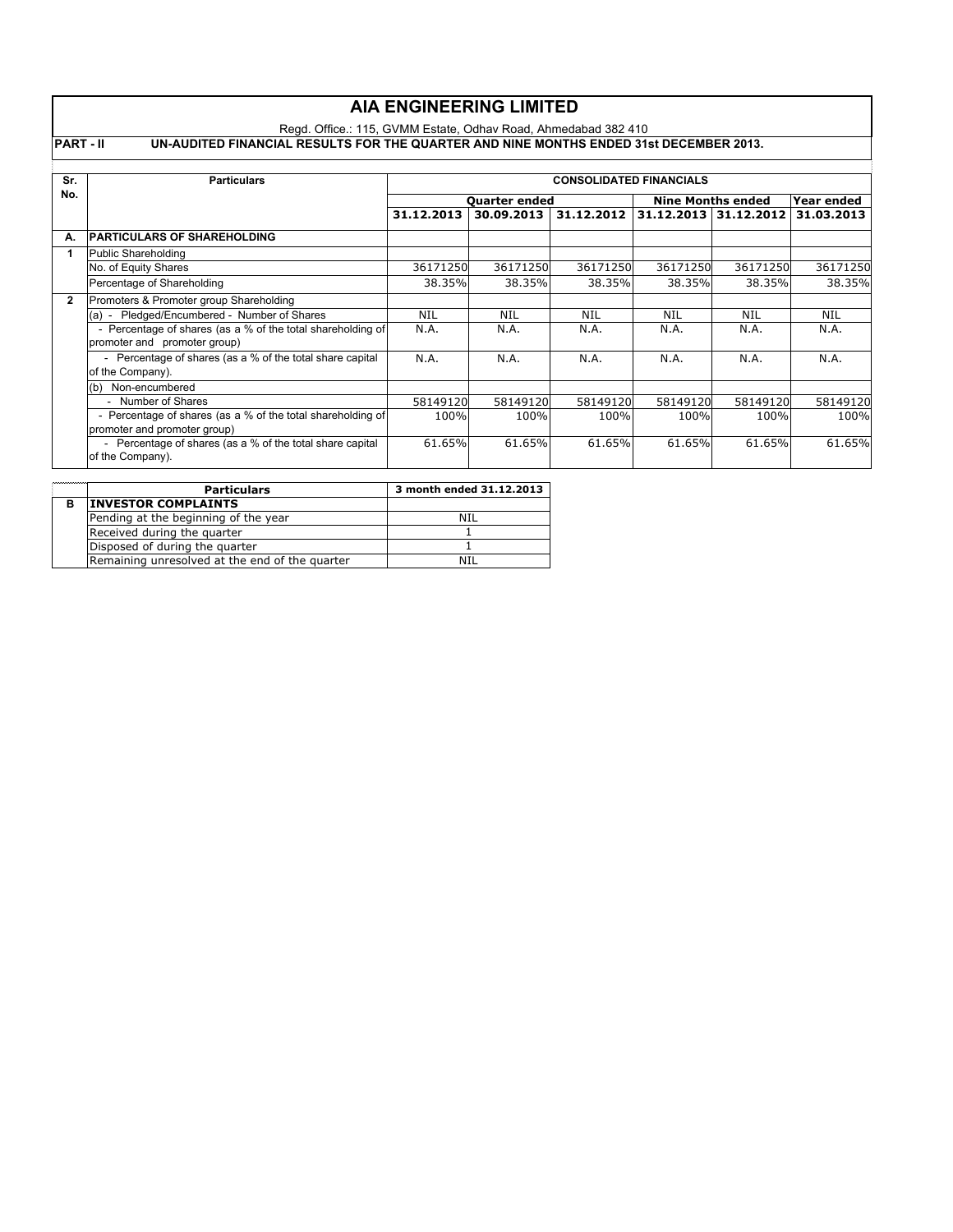# AIA ENGINEERING LIMITED

Regd. Office.: 115, GVMM Estate, Odhav Road, Ahmedabad 382 410

**PART - II UN-AUDITED FINANCIAL RESULTS FOR THE QUARTER AND NINE MONTHS ENDED 31st DECEMBER 2013.**

| Sr. No. | Particulars | CONSOLIDATED FINANCIALS | | | | | |
|---|---|---|---|---|---|---|---|
| | | Quarter ended | | | Nine Months ended | | Year ended |
| | | 31.12.2013 | 30.09.2013 | 31.12.2012 | 31.12.2013 | 31.12.2012 | 31.03.2013 |
| **A.** | **PARTICULARS OF SHAREHOLDING** | | | | | | |
| **1** | Public Shareholding | | | | | | |
| | No. of Equity Shares | 36171250 | 36171250 | 36171250 | 36171250 | 36171250 | 36171250 |
| | Percentage of Shareholding | 38.35% | 38.35% | 38.35% | 38.35% | 38.35% | 38.35% |
| **2** | Promoters & Promoter group Shareholding | | | | | | |
| | (a) - Pledged/Encumbered - Number of Shares | NIL | NIL | NIL | NIL | NIL | NIL |
| | - Percentage of shares (as a % of the total shareholding of promoter and promoter group) | N.A. | N.A. | N.A. | N.A. | N.A. | N.A. |
| | - Percentage of shares (as a % of the total share capital of the Company). | N.A. | N.A. | N.A. | N.A. | N.A. | N.A. |
| | (b) Non-encumbered | | | | | | |
| | - Number of Shares | 58149120 | 58149120 | 58149120 | 58149120 | 58149120 | 58149120 |
| | - Percentage of shares (as a % of the total shareholding of promoter and promoter group) | 100% | 100% | 100% | 100% | 100% | 100% |
| | - Percentage of shares (as a % of the total share capital of the Company). | 61.65% | 61.65% | 61.65% | 61.65% | 61.65% | 61.65% |

| | Particulars | 3 month ended 31.12.2013 |
|---|---|---|
| **B** | **INVESTOR COMPLAINTS** | |
| | Pending at the beginning of the year | NIL |
| | Received during the quarter | 1 |
| | Disposed of during the quarter | 1 |
| | Remaining unresolved at the end of the quarter | NIL |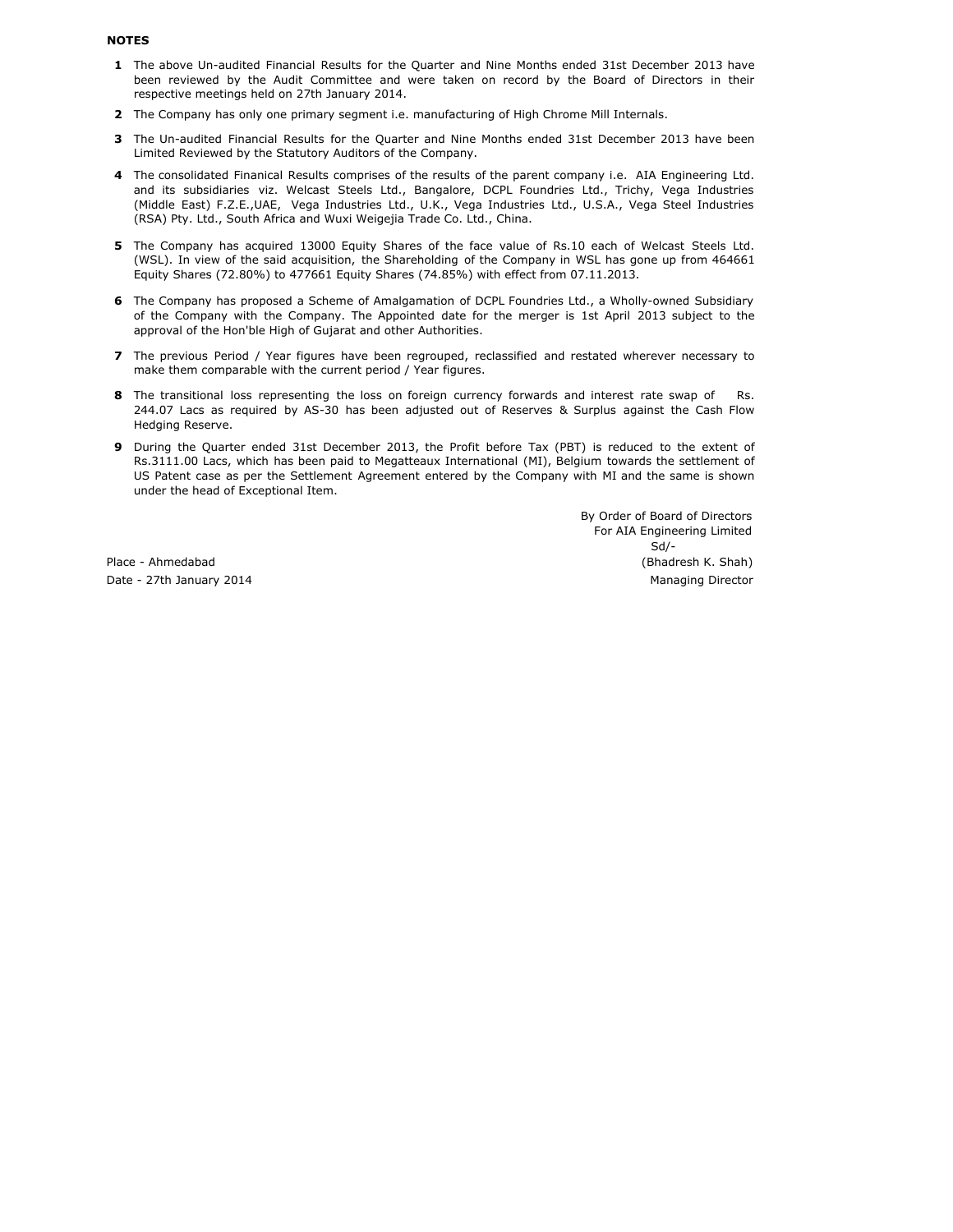**NOTES**

1. The above Un-audited Financial Results for the Quarter and Nine Months ended 31st December 2013 have been reviewed by the Audit Committee and were taken on record by the Board of Directors in their respective meetings held on 27th January 2014.
2. The Company has only one primary segment i.e. manufacturing of High Chrome Mill Internals.
3. The Un-audited Financial Results for the Quarter and Nine Months ended 31st December 2013 have been Limited Reviewed by the Statutory Auditors of the Company.
4. The consolidated Finanical Results comprises of the results of the parent company i.e. AIA Engineering Ltd. and its subsidiaries viz. Welcast Steels Ltd., Bangalore, DCPL Foundries Ltd., Trichy, Vega Industries (Middle East) F.Z.E.,UAE, Vega Industries Ltd., U.K., Vega Industries Ltd., U.S.A., Vega Steel Industries (RSA) Pty. Ltd., South Africa and Wuxi Weigejia Trade Co. Ltd., China.
5. The Company has acquired 13000 Equity Shares of the face value of Rs.10 each of Welcast Steels Ltd. (WSL). In view of the said acquisition, the Shareholding of the Company in WSL has gone up from 464661 Equity Shares (72.80%) to 477661 Equity Shares (74.85%) with effect from 07.11.2013.
6. The Company has proposed a Scheme of Amalgamation of DCPL Foundries Ltd., a Wholly-owned Subsidiary of the Company with the Company. The Appointed date for the merger is 1st April 2013 subject to the approval of the Hon'ble High of Gujarat and other Authorities.
7. The previous Period / Year figures have been regrouped, reclassified and restated wherever necessary to make them comparable with the current period / Year figures.
8. The transitional loss representing the loss on foreign currency forwards and interest rate swap of Rs. 244.07 Lacs as required by AS-30 has been adjusted out of Reserves & Surplus against the Cash Flow Hedging Reserve.
9. During the Quarter ended 31st December 2013, the Profit before Tax (PBT) is reduced to the extent of Rs.3111.00 Lacs, which has been paid to Megatteaux International (MI), Belgium towards the settlement of US Patent case as per the Settlement Agreement entered by the Company with MI and the same is shown under the head of Exceptional Item.

By Order of Board of Directors
For AIA Engineering Limited
Sd/-
(Bhadresh K. Shah)
Managing Director

Place - Ahmedabad
Date - 27th January 2014